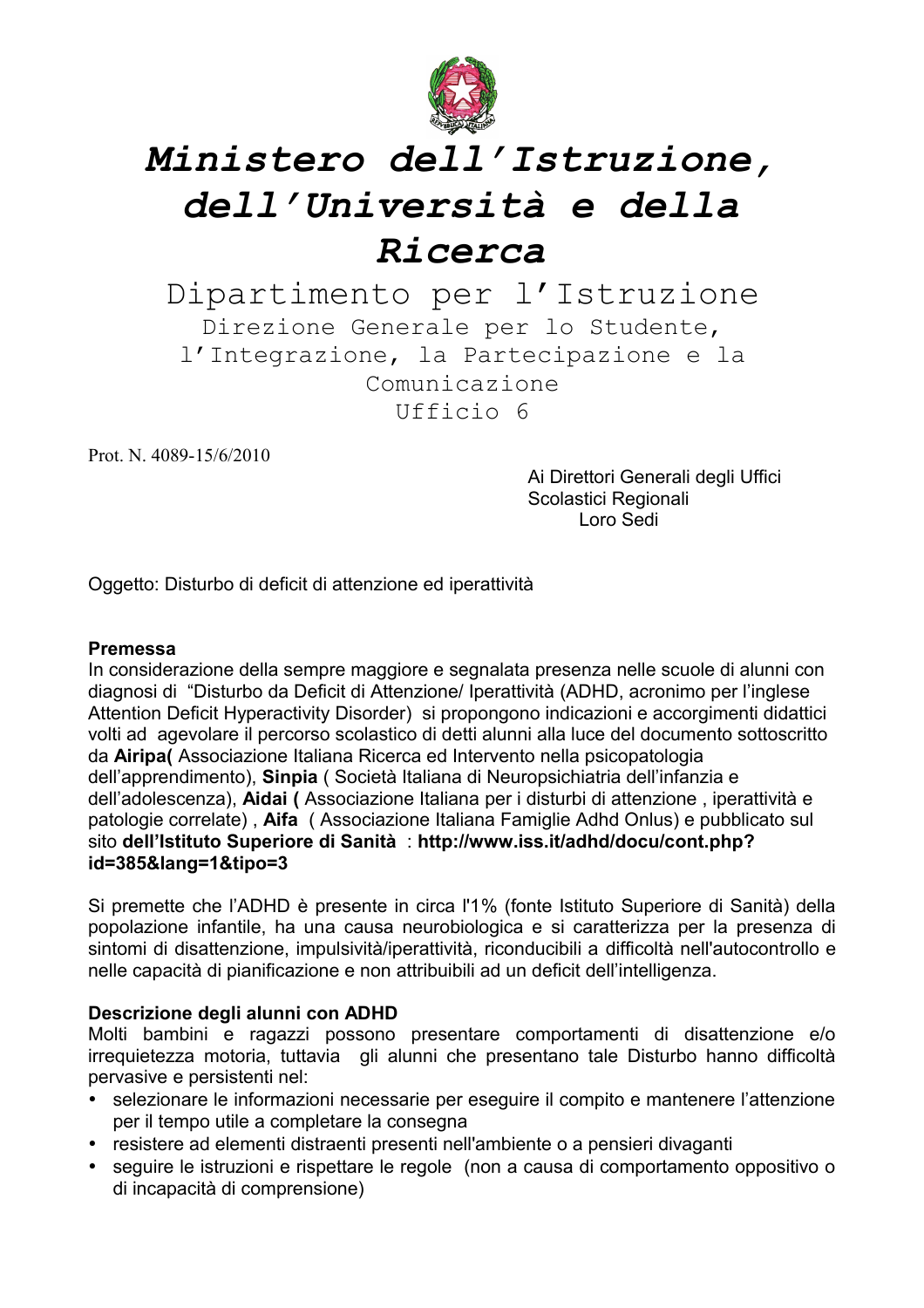# Ministero dell'Istruzione, dell'Università e della Ricerca

## Dipartimento per l'Istruzione

### Direzione Generale per lo Studente, l'Integrazione, la Partecipazione e la Comunicazione Ufficio 6

Prot. N. 4089-15/6/2010

Ai Direttori Generali degli Uffici Scolastici Regionali
Loro Sedi

Oggetto: Disturbo di deficit di attenzione ed iperattività

**Premessa**

In considerazione della sempre maggiore e segnalata presenza nelle scuole di alunni con diagnosi di "Disturbo da Deficit di Attenzione/ Iperattività (ADHD, acronimo per l'inglese Attention Deficit Hyperactivity Disorder) si propongono indicazioni e accorgimenti didattici volti ad agevolare il percorso scolastico di detti alunni alla luce del documento sottoscritto da **Airipa(** Associazione Italiana Ricerca ed Intervento nella psicopatologia dell'apprendimento), **Sinpia** ( Società Italiana di Neuropsichiatria dell'infanzia e dell'adolescenza), **Aidai (** Associazione Italiana per i disturbi di attenzione , iperattività e patologie correlate) , **Aifa** ( Associazione Italiana Famiglie Adhd Onlus) e pubblicato sul sito **dell'Istituto Superiore di Sanità** : **http://www.iss.it/adhd/docu/cont.php?id=385&lang=1&tipo=3**

Si premette che l'ADHD è presente in circa l'1% (fonte Istituto Superiore di Sanità) della popolazione infantile, ha una causa neurobiologica e si caratterizza per la presenza di sintomi di disattenzione, impulsività/iperattività, riconducibili a difficoltà nell'autocontrollo e nelle capacità di pianificazione e non attribuibili ad un deficit dell'intelligenza.

**Descrizione degli alunni con ADHD**

Molti bambini e ragazzi possono presentare comportamenti di disattenzione e/o irrequietezza motoria, tuttavia gli alunni che presentano tale Disturbo hanno difficoltà pervasive e persistenti nel:

- selezionare le informazioni necessarie per eseguire il compito e mantenere l'attenzione per il tempo utile a completare la consegna
- resistere ad elementi distraenti presenti nell'ambiente o a pensieri divaganti
- seguire le istruzioni e rispettare le regole (non a causa di comportamento oppositivo o di incapacità di comprensione)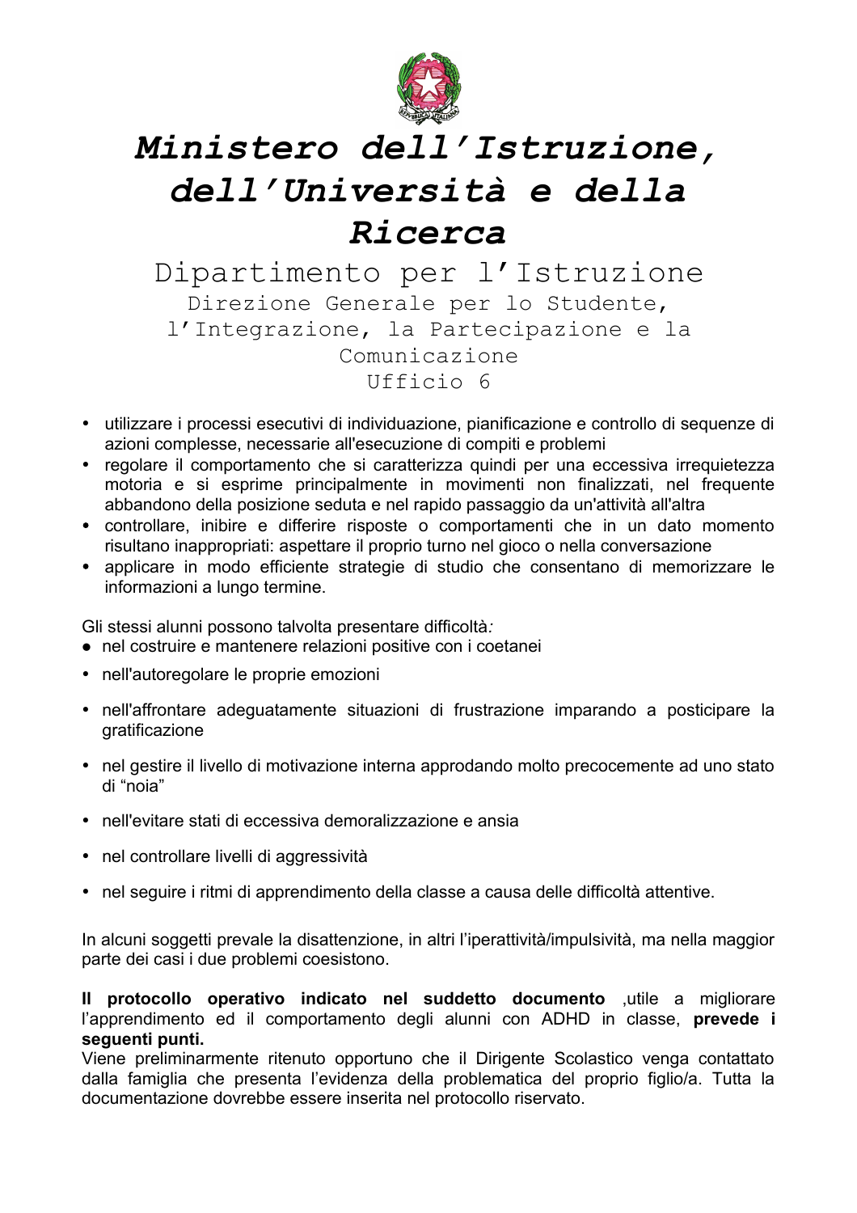# Ministero dell'Istruzione, dell'Università e della Ricerca

## Dipartimento per l'Istruzione

### Direzione Generale per lo Studente, l'Integrazione, la Partecipazione e la Comunicazione

### Ufficio 6

- utilizzare i processi esecutivi di individuazione, pianificazione e controllo di sequenze di azioni complesse, necessarie all'esecuzione di compiti e problemi
- regolare il comportamento che si caratterizza quindi per una eccessiva irrequietezza motoria e si esprime principalmente in movimenti non finalizzati, nel frequente abbandono della posizione seduta e nel rapido passaggio da un'attività all'altra
- controllare, inibire e differire risposte o comportamenti che in un dato momento risultano inappropriati: aspettare il proprio turno nel gioco o nella conversazione
- applicare in modo efficiente strategie di studio che consentano di memorizzare le informazioni a lungo termine.

Gli stessi alunni possono talvolta presentare difficoltà*:*

- nel costruire e mantenere relazioni positive con i coetanei
- nell'autoregolare le proprie emozioni
- nell'affrontare adeguatamente situazioni di frustrazione imparando a posticipare la gratificazione
- nel gestire il livello di motivazione interna approdando molto precocemente ad uno stato di "noia"
- nell'evitare stati di eccessiva demoralizzazione e ansia
- nel controllare livelli di aggressività
- nel seguire i ritmi di apprendimento della classe a causa delle difficoltà attentive.

In alcuni soggetti prevale la disattenzione, in altri l'iperattività/impulsività, ma nella maggior parte dei casi i due problemi coesistono.

**Il protocollo operativo indicato nel suddetto documento** ,utile a migliorare l'apprendimento ed il comportamento degli alunni con ADHD in classe, **prevede i seguenti punti.**
Viene preliminarmente ritenuto opportuno che il Dirigente Scolastico venga contattato dalla famiglia che presenta l'evidenza della problematica del proprio figlio/a. Tutta la documentazione dovrebbe essere inserita nel protocollo riservato.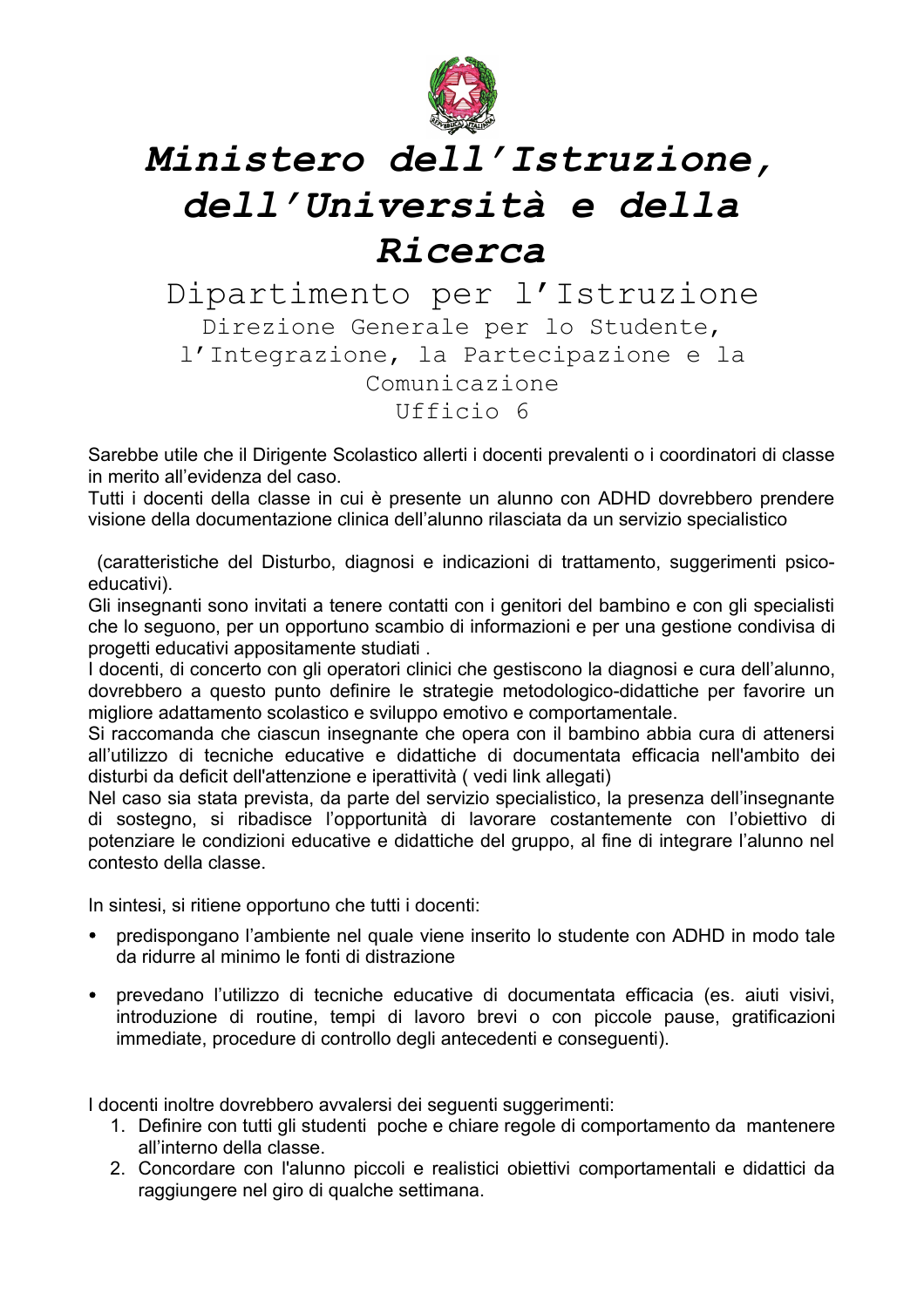# *Ministero dell'Istruzione, dell'Università e della Ricerca*

## Dipartimento per l'Istruzione

### Direzione Generale per lo Studente, l'Integrazione, la Partecipazione e la Comunicazione
### Ufficio 6

Sarebbe utile che il Dirigente Scolastico allerti i docenti prevalenti o i coordinatori di classe in merito all'evidenza del caso.
Tutti i docenti della classe in cui è presente un alunno con ADHD dovrebbero prendere visione della documentazione clinica dell'alunno rilasciata da un servizio specialistico

(caratteristiche del Disturbo, diagnosi e indicazioni di trattamento, suggerimenti psico-educativi).
Gli insegnanti sono invitati a tenere contatti con i genitori del bambino e con gli specialisti che lo seguono, per un opportuno scambio di informazioni e per una gestione condivisa di progetti educativi appositamente studiati .
I docenti, di concerto con gli operatori clinici che gestiscono la diagnosi e cura dell'alunno, dovrebbero a questo punto definire le strategie metodologico-didattiche per favorire un migliore adattamento scolastico e sviluppo emotivo e comportamentale.
Si raccomanda che ciascun insegnante che opera con il bambino abbia cura di attenersi all'utilizzo di tecniche educative e didattiche di documentata efficacia nell'ambito dei disturbi da deficit dell'attenzione e iperattività ( vedi link allegati)
Nel caso sia stata prevista, da parte del servizio specialistico, la presenza dell'insegnante di sostegno, si ribadisce l'opportunità di lavorare costantemente con l'obiettivo di potenziare le condizioni educative e didattiche del gruppo, al fine di integrare l'alunno nel contesto della classe.

In sintesi, si ritiene opportuno che tutti i docenti:

- predispongano l'ambiente nel quale viene inserito lo studente con ADHD in modo tale da ridurre al minimo le fonti di distrazione

- prevedano l'utilizzo di tecniche educative di documentata efficacia (es. aiuti visivi, introduzione di routine, tempi di lavoro brevi o con piccole pause, gratificazioni immediate, procedure di controllo degli antecedenti e conseguenti).

I docenti inoltre dovrebbero avvalersi dei seguenti suggerimenti:

1. Definire con tutti gli studenti poche e chiare regole di comportamento da mantenere all'interno della classe.
2. Concordare con l'alunno piccoli e realistici obiettivi comportamentali e didattici da raggiungere nel giro di qualche settimana.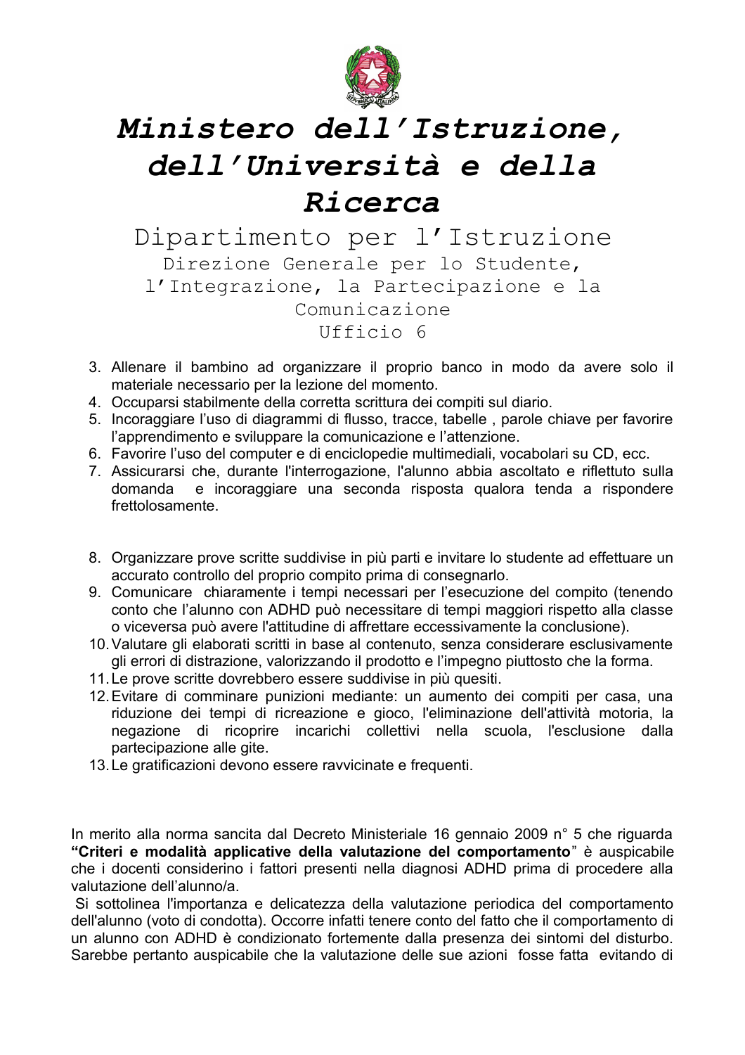# Ministero dell'Istruzione, dell'Università e della Ricerca

## Dipartimento per l'Istruzione

### Direzione Generale per lo Studente, l'Integrazione, la Partecipazione e la Comunicazione

### Ufficio 6

3. Allenare il bambino ad organizzare il proprio banco in modo da avere solo il materiale necessario per la lezione del momento.
4. Occuparsi stabilmente della corretta scrittura dei compiti sul diario.
5. Incoraggiare l'uso di diagrammi di flusso, tracce, tabelle , parole chiave per favorire l'apprendimento e sviluppare la comunicazione e l'attenzione.
6. Favorire l'uso del computer e di enciclopedie multimediali, vocabolari su CD, ecc.
7. Assicurarsi che, durante l'interrogazione, l'alunno abbia ascoltato e riflettuto sulla domanda e incoraggiare una seconda risposta qualora tenda a rispondere frettolosamente.

8. Organizzare prove scritte suddivise in più parti e invitare lo studente ad effettuare un accurato controllo del proprio compito prima di consegnarlo.
9. Comunicare chiaramente i tempi necessari per l'esecuzione del compito (tenendo conto che l'alunno con ADHD può necessitare di tempi maggiori rispetto alla classe o viceversa può avere l'attitudine di affrettare eccessivamente la conclusione).
10. Valutare gli elaborati scritti in base al contenuto, senza considerare esclusivamente gli errori di distrazione, valorizzando il prodotto e l'impegno piuttosto che la forma.
11. Le prove scritte dovrebbero essere suddivise in più quesiti.
12. Evitare di comminare punizioni mediante: un aumento dei compiti per casa, una riduzione dei tempi di ricreazione e gioco, l'eliminazione dell'attività motoria, la negazione di ricoprire incarichi collettivi nella scuola, l'esclusione dalla partecipazione alle gite.
13. Le gratificazioni devono essere ravvicinate e frequenti.

In merito alla norma sancita dal Decreto Ministeriale 16 gennaio 2009 n° 5 che riguarda **"Criteri e modalità applicative della valutazione del comportamento**" è auspicabile che i docenti considerino i fattori presenti nella diagnosi ADHD prima di procedere alla valutazione dell'alunno/a.

Si sottolinea l'importanza e delicatezza della valutazione periodica del comportamento dell'alunno (voto di condotta). Occorre infatti tenere conto del fatto che il comportamento di un alunno con ADHD è condizionato fortemente dalla presenza dei sintomi del disturbo. Sarebbe pertanto auspicabile che la valutazione delle sue azioni fosse fatta evitando di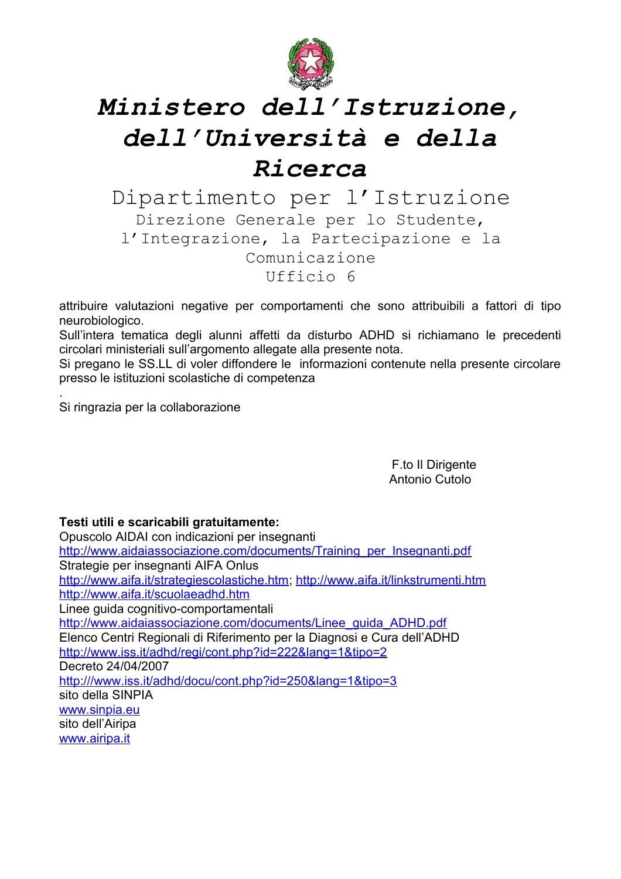# Ministero dell'Istruzione, dell'Università e della Ricerca

## Dipartimento per l'Istruzione

### Direzione Generale per lo Studente, l'Integrazione, la Partecipazione e la Comunicazione

### Ufficio 6

attribuire valutazioni negative per comportamenti che sono attribuibili a fattori di tipo neurobiologico.

Sull'intera tematica degli alunni affetti da disturbo ADHD si richiamano le precedenti circolari ministeriali sull'argomento allegate alla presente nota.

Si pregano le SS.LL di voler diffondere le informazioni contenute nella presente circolare presso le istituzioni scolastiche di competenza

.

Si ringrazia per la collaborazione

F.to Il Dirigente
Antonio Cutolo

**Testi utili e scaricabili gratuitamente:**

Opuscolo AIDAI con indicazioni per insegnanti
http://www.aidaiassociazione.com/documents/Training_per_Insegnanti.pdf
Strategie per insegnanti AIFA Onlus
http://www.aifa.it/strategiescolastiche.htm; http://www.aifa.it/linkstrumenti.htm
http://www.aifa.it/scuolaeadhd.htm
Linee guida cognitivo-comportamentali
http://www.aidaiassociazione.com/documents/Linee_guida_ADHD.pdf
Elenco Centri Regionali di Riferimento per la Diagnosi e Cura dell'ADHD
http://www.iss.it/adhd/regi/cont.php?id=222&lang=1&tipo=2
Decreto 24/04/2007
http:///www.iss.it/adhd/docu/cont.php?id=250&lang=1&tipo=3
sito della SINPIA
www.sinpia.eu
sito dell'Airipa
www.airipa.it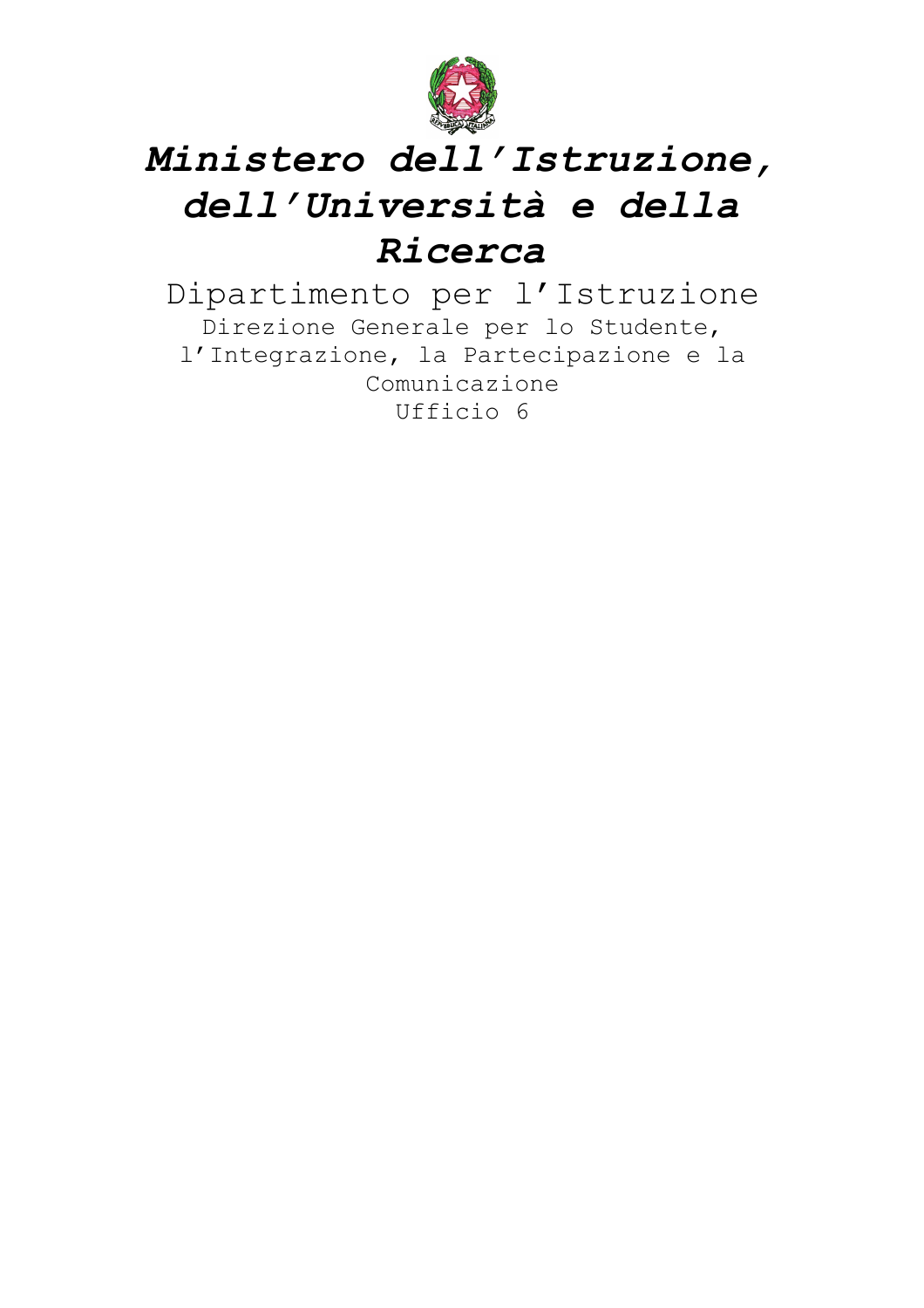# *Ministero dell'Istruzione, dell'Università e della Ricerca*

Dipartimento per l'Istruzione

Direzione Generale per lo Studente, l'Integrazione, la Partecipazione e la Comunicazione

Ufficio 6